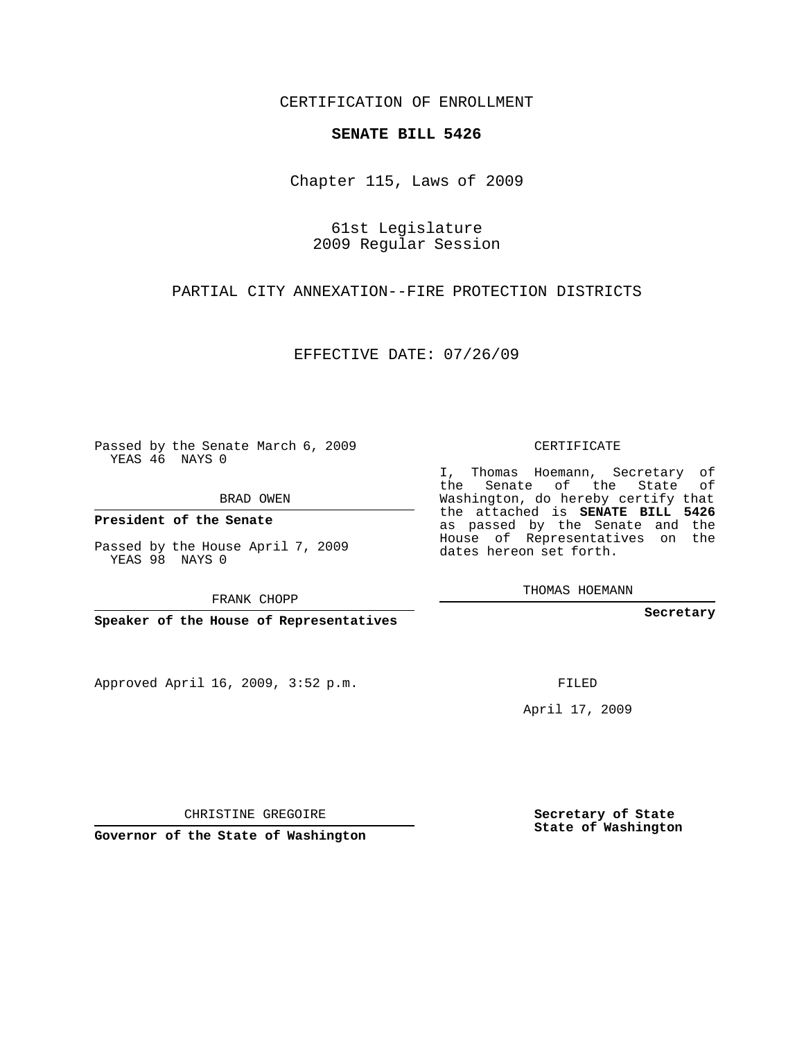CERTIFICATION OF ENROLLMENT

**SENATE BILL 5426**

Chapter 115, Laws of 2009

61st Legislature
2009 Regular Session

PARTIAL CITY ANNEXATION--FIRE PROTECTION DISTRICTS

EFFECTIVE DATE: 07/26/09

Passed by the Senate March 6, 2009
YEAS 46 NAYS 0

BRAD OWEN

**President of the Senate**

Passed by the House April 7, 2009
YEAS 98 NAYS 0

FRANK CHOPP

**Speaker of the House of Representatives**

Approved April 16, 2009, 3:52 p.m.

CHRISTINE GREGOIRE

**Governor of the State of Washington**

CERTIFICATE

I, Thomas Hoemann, Secretary of the Senate of the State of Washington, do hereby certify that the attached is **SENATE BILL 5426** as passed by the Senate and the House of Representatives on the dates hereon set forth.

THOMAS HOEMANN

**Secretary**

FILED

April 17, 2009

**Secretary of State**
**State of Washington**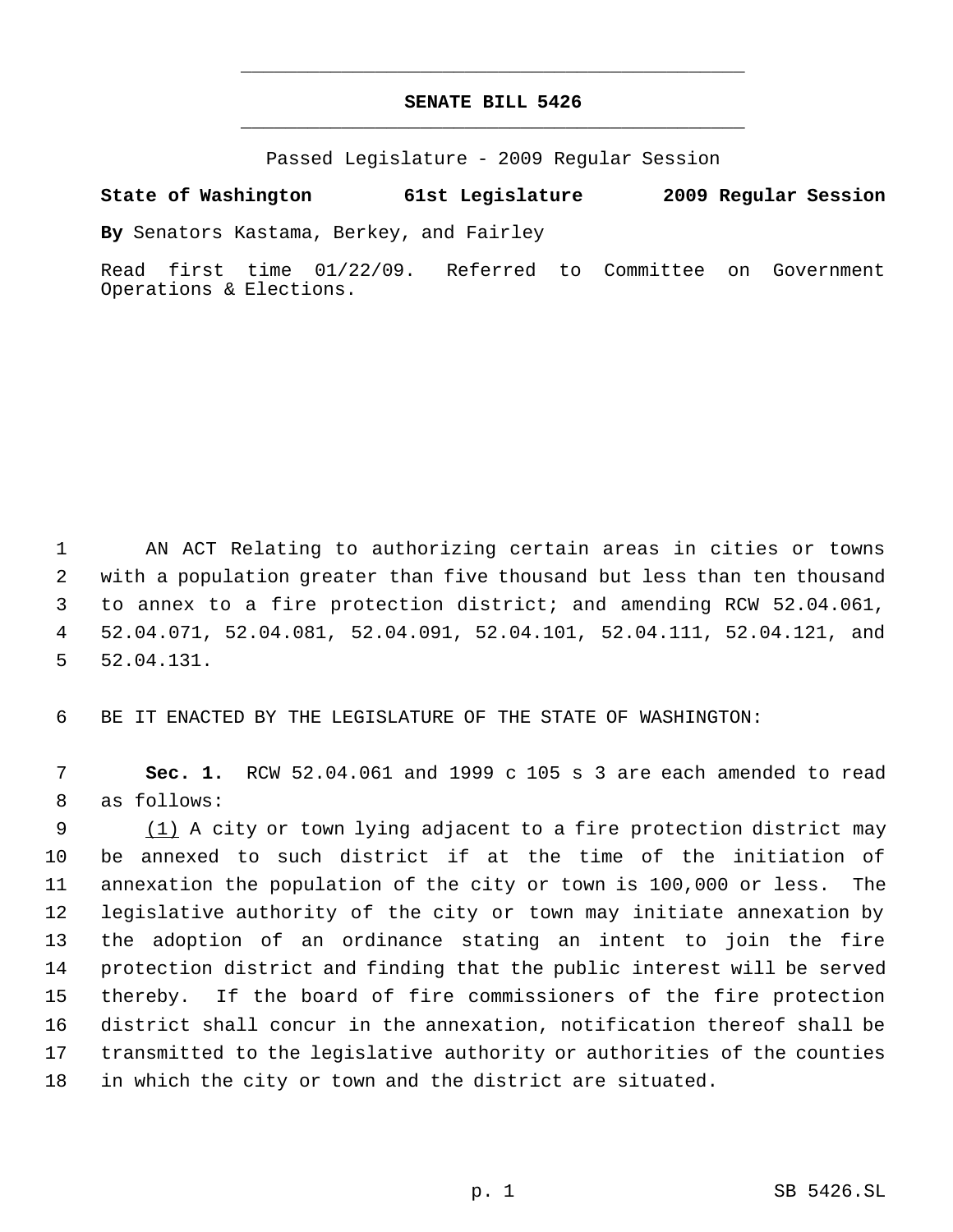# SENATE BILL 5426

Passed Legislature - 2009 Regular Session

**State of Washington 61st Legislature 2009 Regular Session**

**By** Senators Kastama, Berkey, and Fairley

Read first time 01/22/09. Referred to Committee on Government Operations & Elections.

AN ACT Relating to authorizing certain areas in cities or towns with a population greater than five thousand but less than ten thousand to annex to a fire protection district; and amending RCW 52.04.061, 52.04.071, 52.04.081, 52.04.091, 52.04.101, 52.04.111, 52.04.121, and 52.04.131.

BE IT ENACTED BY THE LEGISLATURE OF THE STATE OF WASHINGTON:

**Sec. 1.** RCW 52.04.061 and 1999 c 105 s 3 are each amended to read as follows:

(1) A city or town lying adjacent to a fire protection district may be annexed to such district if at the time of the initiation of annexation the population of the city or town is 100,000 or less. The legislative authority of the city or town may initiate annexation by the adoption of an ordinance stating an intent to join the fire protection district and finding that the public interest will be served thereby. If the board of fire commissioners of the fire protection district shall concur in the annexation, notification thereof shall be transmitted to the legislative authority or authorities of the counties in which the city or town and the district are situated.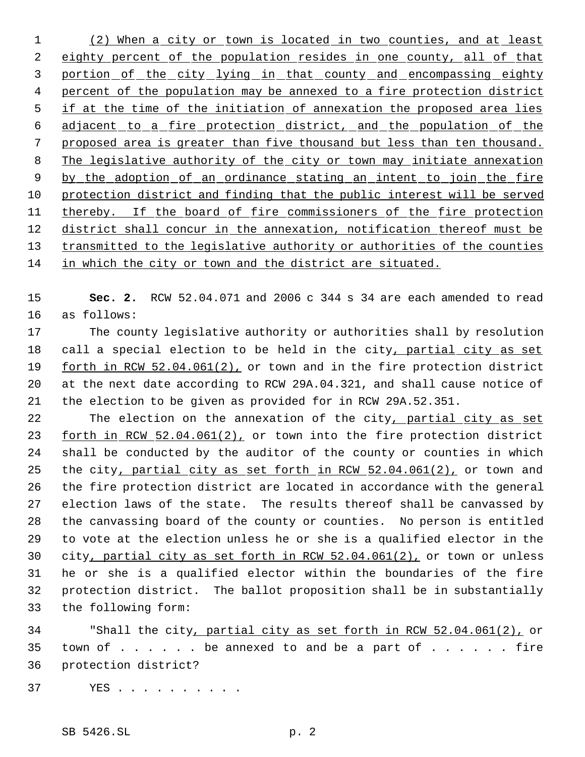(2) When a city or town is located in two counties, and at least eighty percent of the population resides in one county, all of that portion of the city lying in that county and encompassing eighty percent of the population may be annexed to a fire protection district if at the time of the initiation of annexation the proposed area lies adjacent to a fire protection district, and the population of the proposed area is greater than five thousand but less than ten thousand. The legislative authority of the city or town may initiate annexation by the adoption of an ordinance stating an intent to join the fire protection district and finding that the public interest will be served thereby. If the board of fire commissioners of the fire protection district shall concur in the annexation, notification thereof must be transmitted to the legislative authority or authorities of the counties in which the city or town and the district are situated.

**Sec. 2.** RCW 52.04.071 and 2006 c 344 s 34 are each amended to read as follows:

The county legislative authority or authorities shall by resolution call a special election to be held in the city, partial city as set forth in RCW 52.04.061(2), or town and in the fire protection district at the next date according to RCW 29A.04.321, and shall cause notice of the election to be given as provided for in RCW 29A.52.351.

The election on the annexation of the city, partial city as set forth in RCW 52.04.061(2), or town into the fire protection district shall be conducted by the auditor of the county or counties in which the city, partial city as set forth in RCW 52.04.061(2), or town and the fire protection district are located in accordance with the general election laws of the state. The results thereof shall be canvassed by the canvassing board of the county or counties. No person is entitled to vote at the election unless he or she is a qualified elector in the city, partial city as set forth in RCW 52.04.061(2), or town or unless he or she is a qualified elector within the boundaries of the fire protection district. The ballot proposition shall be in substantially the following form:

"Shall the city, partial city as set forth in RCW 52.04.061(2), or town of . . . . . . be annexed to and be a part of . . . . . . fire protection district?

YES . . . . . . . . . .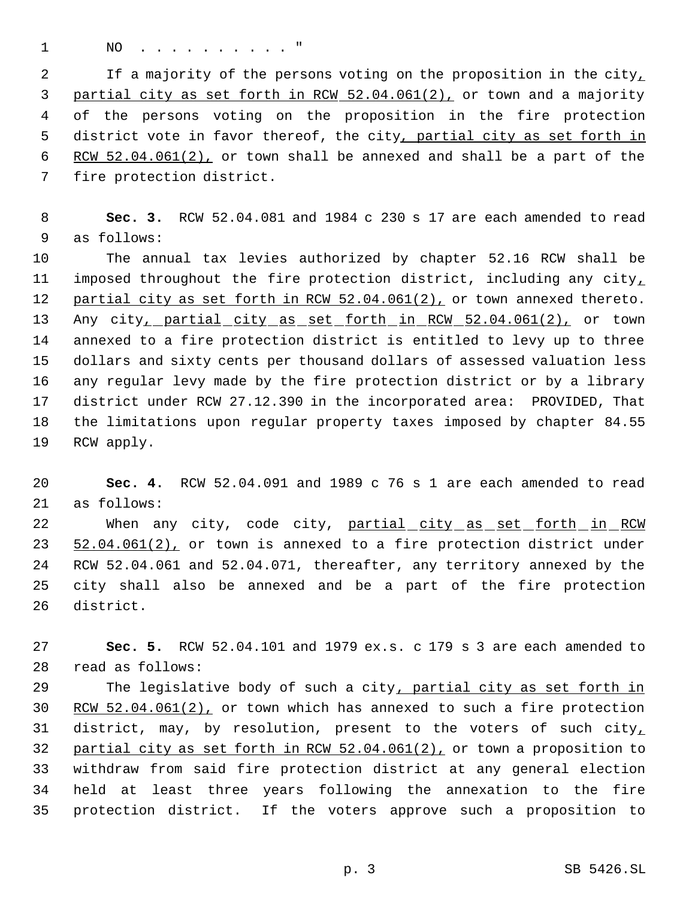NO . . . . . . . . . . "

If a majority of the persons voting on the proposition in the city, partial city as set forth in RCW 52.04.061(2), or town and a majority of the persons voting on the proposition in the fire protection district vote in favor thereof, the city, partial city as set forth in RCW 52.04.061(2), or town shall be annexed and shall be a part of the fire protection district.

**Sec. 3.** RCW 52.04.081 and 1984 c 230 s 17 are each amended to read as follows:

The annual tax levies authorized by chapter 52.16 RCW shall be imposed throughout the fire protection district, including any city, partial city as set forth in RCW 52.04.061(2), or town annexed thereto. Any city, partial city as set forth in RCW 52.04.061(2), or town annexed to a fire protection district is entitled to levy up to three dollars and sixty cents per thousand dollars of assessed valuation less any regular levy made by the fire protection district or by a library district under RCW 27.12.390 in the incorporated area: PROVIDED, That the limitations upon regular property taxes imposed by chapter 84.55 RCW apply.

**Sec. 4.** RCW 52.04.091 and 1989 c 76 s 1 are each amended to read as follows:

When any city, code city, partial city as set forth in RCW 52.04.061(2), or town is annexed to a fire protection district under RCW 52.04.061 and 52.04.071, thereafter, any territory annexed by the city shall also be annexed and be a part of the fire protection district.

**Sec. 5.** RCW 52.04.101 and 1979 ex.s. c 179 s 3 are each amended to read as follows:

The legislative body of such a city, partial city as set forth in RCW 52.04.061(2), or town which has annexed to such a fire protection district, may, by resolution, present to the voters of such city, partial city as set forth in RCW 52.04.061(2), or town a proposition to withdraw from said fire protection district at any general election held at least three years following the annexation to the fire protection district. If the voters approve such a proposition to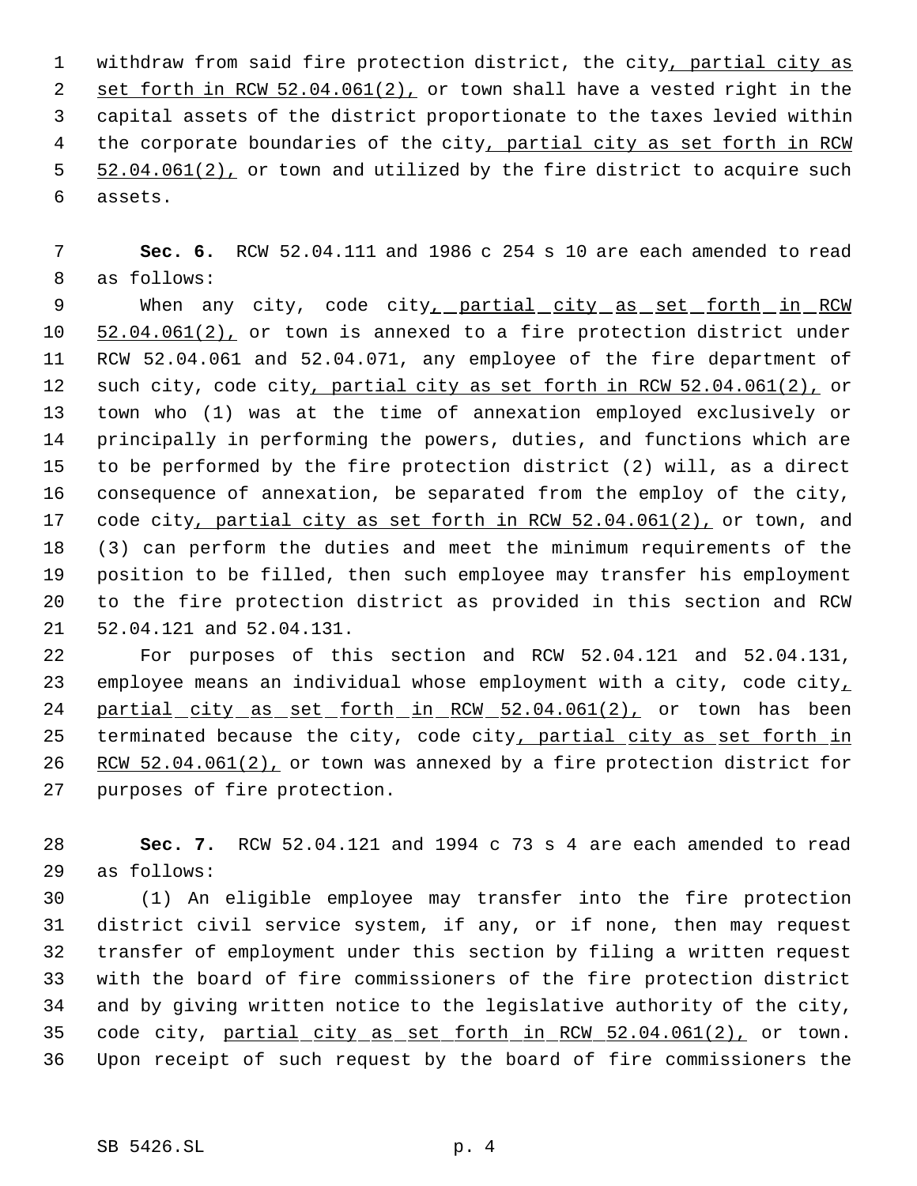withdraw from said fire protection district, the city, partial city as set forth in RCW 52.04.061(2), or town shall have a vested right in the capital assets of the district proportionate to the taxes levied within the corporate boundaries of the city, partial city as set forth in RCW 52.04.061(2), or town and utilized by the fire district to acquire such assets.

**Sec. 6.** RCW 52.04.111 and 1986 c 254 s 10 are each amended to read as follows:

When any city, code city, partial city as set forth in RCW 52.04.061(2), or town is annexed to a fire protection district under RCW 52.04.061 and 52.04.071, any employee of the fire department of such city, code city, partial city as set forth in RCW 52.04.061(2), or town who (1) was at the time of annexation employed exclusively or principally in performing the powers, duties, and functions which are to be performed by the fire protection district (2) will, as a direct consequence of annexation, be separated from the employ of the city, code city, partial city as set forth in RCW 52.04.061(2), or town, and (3) can perform the duties and meet the minimum requirements of the position to be filled, then such employee may transfer his employment to the fire protection district as provided in this section and RCW 52.04.121 and 52.04.131.

For purposes of this section and RCW 52.04.121 and 52.04.131, employee means an individual whose employment with a city, code city, partial city as set forth in RCW 52.04.061(2), or town has been terminated because the city, code city, partial city as set forth in RCW 52.04.061(2), or town was annexed by a fire protection district for purposes of fire protection.

**Sec. 7.** RCW 52.04.121 and 1994 c 73 s 4 are each amended to read as follows:

(1) An eligible employee may transfer into the fire protection district civil service system, if any, or if none, then may request transfer of employment under this section by filing a written request with the board of fire commissioners of the fire protection district and by giving written notice to the legislative authority of the city, code city, partial city as set forth in RCW 52.04.061(2), or town. Upon receipt of such request by the board of fire commissioners the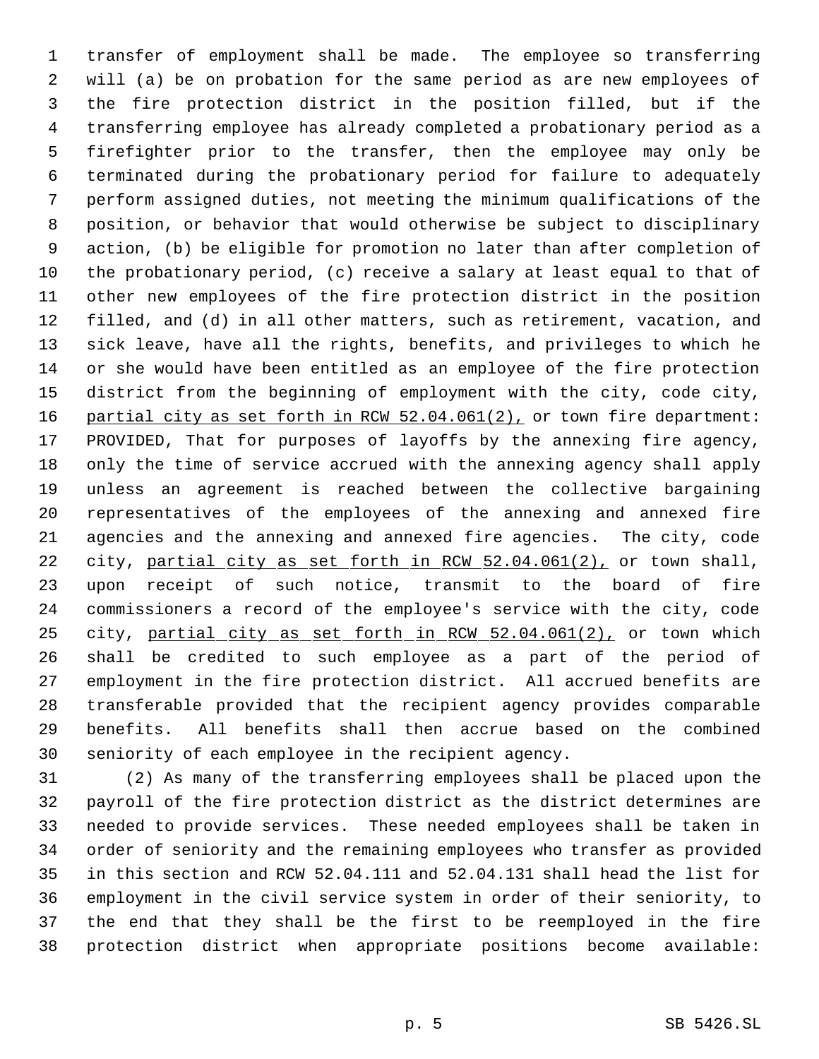transfer of employment shall be made. The employee so transferring will (a) be on probation for the same period as are new employees of the fire protection district in the position filled, but if the transferring employee has already completed a probationary period as a firefighter prior to the transfer, then the employee may only be terminated during the probationary period for failure to adequately perform assigned duties, not meeting the minimum qualifications of the position, or behavior that would otherwise be subject to disciplinary action, (b) be eligible for promotion no later than after completion of the probationary period, (c) receive a salary at least equal to that of other new employees of the fire protection district in the position filled, and (d) in all other matters, such as retirement, vacation, and sick leave, have all the rights, benefits, and privileges to which he or she would have been entitled as an employee of the fire protection district from the beginning of employment with the city, code city, partial city as set forth in RCW 52.04.061(2), or town fire department: PROVIDED, That for purposes of layoffs by the annexing fire agency, only the time of service accrued with the annexing agency shall apply unless an agreement is reached between the collective bargaining representatives of the employees of the annexing and annexed fire agencies and the annexing and annexed fire agencies. The city, code city, partial city as set forth in RCW 52.04.061(2), or town shall, upon receipt of such notice, transmit to the board of fire commissioners a record of the employee's service with the city, code city, partial city as set forth in RCW 52.04.061(2), or town which shall be credited to such employee as a part of the period of employment in the fire protection district. All accrued benefits are transferable provided that the recipient agency provides comparable benefits. All benefits shall then accrue based on the combined seniority of each employee in the recipient agency.

(2) As many of the transferring employees shall be placed upon the payroll of the fire protection district as the district determines are needed to provide services. These needed employees shall be taken in order of seniority and the remaining employees who transfer as provided in this section and RCW 52.04.111 and 52.04.131 shall head the list for employment in the civil service system in order of their seniority, to the end that they shall be the first to be reemployed in the fire protection district when appropriate positions become available: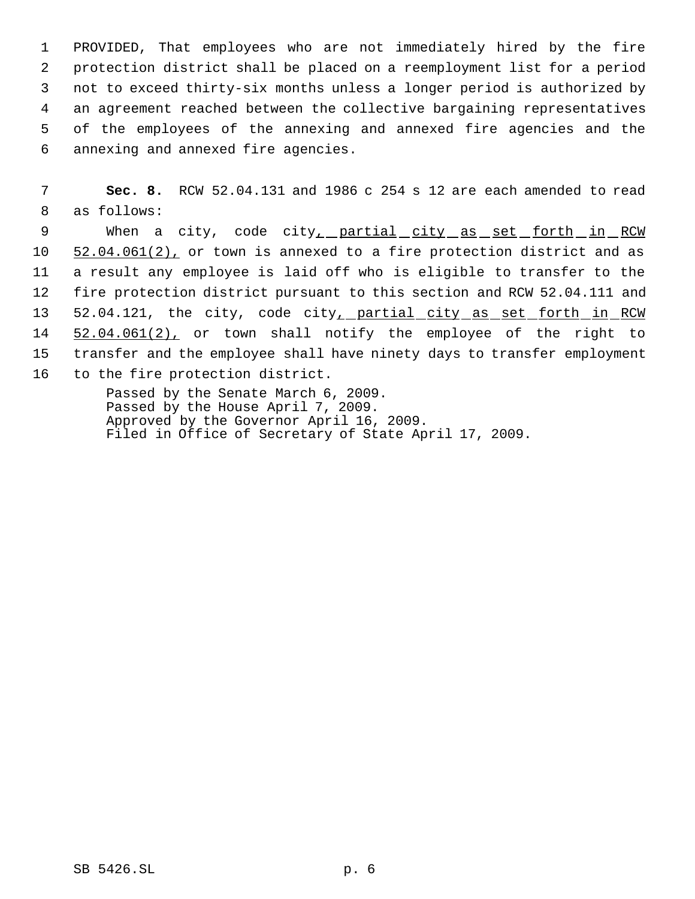PROVIDED, That employees who are not immediately hired by the fire protection district shall be placed on a reemployment list for a period not to exceed thirty-six months unless a longer period is authorized by an agreement reached between the collective bargaining representatives of the employees of the annexing and annexed fire agencies and the annexing and annexed fire agencies.

**Sec. 8.** RCW 52.04.131 and 1986 c 254 s 12 are each amended to read as follows:

When a city, code city, partial city as set forth in RCW 52.04.061(2), or town is annexed to a fire protection district and as a result any employee is laid off who is eligible to transfer to the fire protection district pursuant to this section and RCW 52.04.111 and 52.04.121, the city, code city, partial city as set forth in RCW 52.04.061(2), or town shall notify the employee of the right to transfer and the employee shall have ninety days to transfer employment to the fire protection district.

Passed by the Senate March 6, 2009.
Passed by the House April 7, 2009.
Approved by the Governor April 16, 2009.
Filed in Office of Secretary of State April 17, 2009.